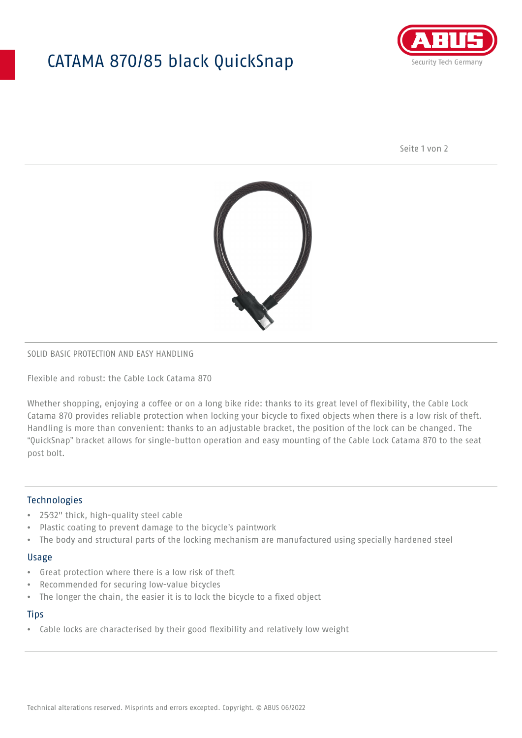# CATAMA 870/85 black QuickSnap

SOLID BASIC PROTECTION AND EASY HANDLING

Flexible and robust: the Cable Lock Catama 870

Whether shopping, enjoying a coffee or on a long bike ride: thanks to its great level of flexibility, the Cable Lock Catama 870 provides reliable protection when locking your bicycle to fixed objects when there is a low risk of theft. Handling is more than convenient: thanks to an adjustable bracket, the position of the lock can be changed. The "QuickSnap" bracket allows for single-button operation and easy mounting of the Cable Lock Catama 870 to the seat post bolt.

## Technologies

- 25⁄32" thick, high-quality steel cable
- Plastic coating to prevent damage to the bicycle's paintwork
- The body and structural parts of the locking mechanism are manufactured using specially hardened steel

## Usage

- Great protection where there is a low risk of theft
- Recommended for securing low-value bicycles
- The longer the chain, the easier it is to lock the bicycle to a fixed object

## Tips

- Cable locks are characterised by their good flexibility and relatively low weight

Technical alterations reserved. Misprints and errors excepted. Copyright. © ABUS 06/2022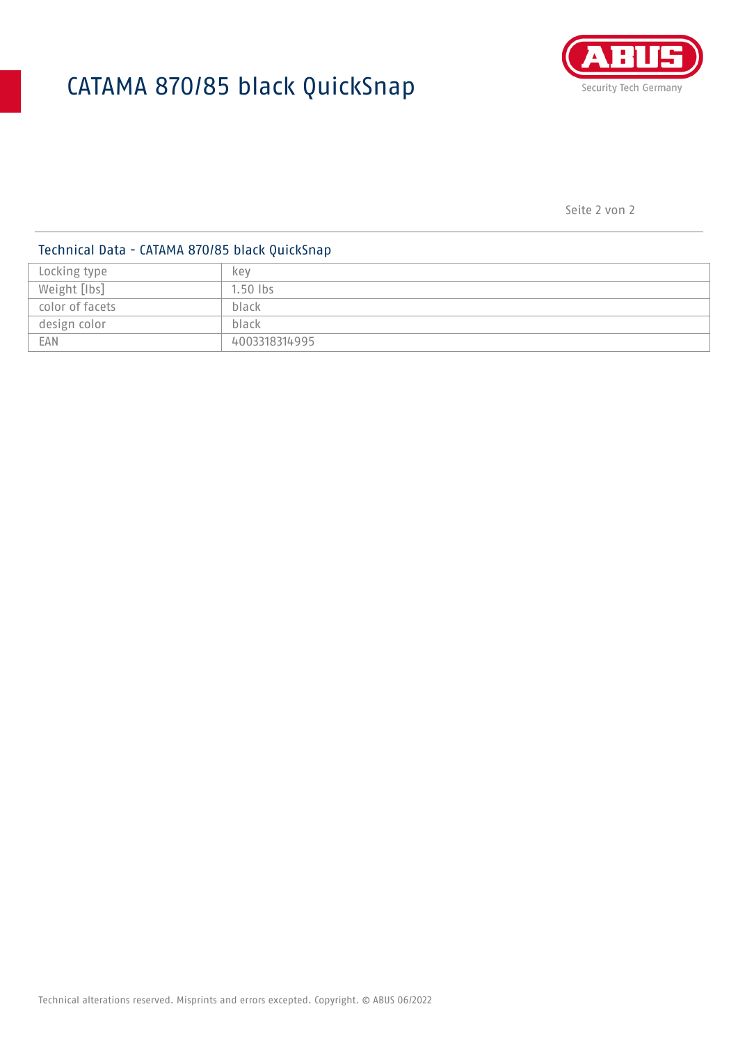# CATAMA 870/85 black QuickSnap

## Technical Data - CATAMA 870/85 black QuickSnap

| | |
|---|---|
| Locking type | key |
| Weight [lbs] | 1.50 lbs |
| color of facets | black |
| design color | black |
| EAN | 4003318314995 |

Technical alterations reserved. Misprints and errors excepted. Copyright. © ABUS 06/2022